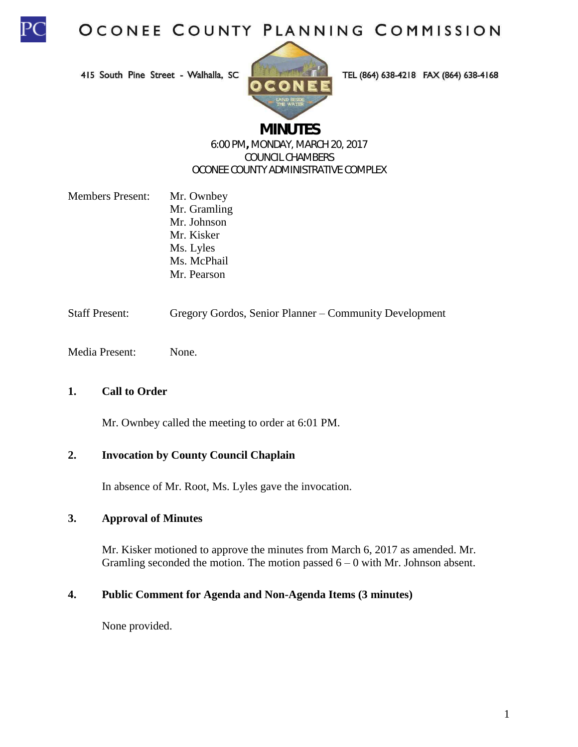# OCONEE COUNTY PLANNING COMMISSION

415 South Pine Street - Walhalla, SC TEL (864) 638-4218 FAX (864) 638-4168

## MINUTES

6:00 PM, MONDAY, MARCH 20, 2017
COUNCIL CHAMBERS
OCONEE COUNTY ADMINISTRATIVE COMPLEX

Members Present: Mr. Ownbey
Mr. Gramling
Mr. Johnson
Mr. Kisker
Ms. Lyles
Ms. McPhail
Mr. Pearson

Staff Present: Gregory Gordos, Senior Planner – Community Development

Media Present: None.

**1. Call to Order**

Mr. Ownbey called the meeting to order at 6:01 PM.

**2. Invocation by County Council Chaplain**

In absence of Mr. Root, Ms. Lyles gave the invocation.

**3. Approval of Minutes**

Mr. Kisker motioned to approve the minutes from March 6, 2017 as amended. Mr. Gramling seconded the motion. The motion passed 6 – 0 with Mr. Johnson absent.

**4. Public Comment for Agenda and Non-Agenda Items (3 minutes)**

None provided.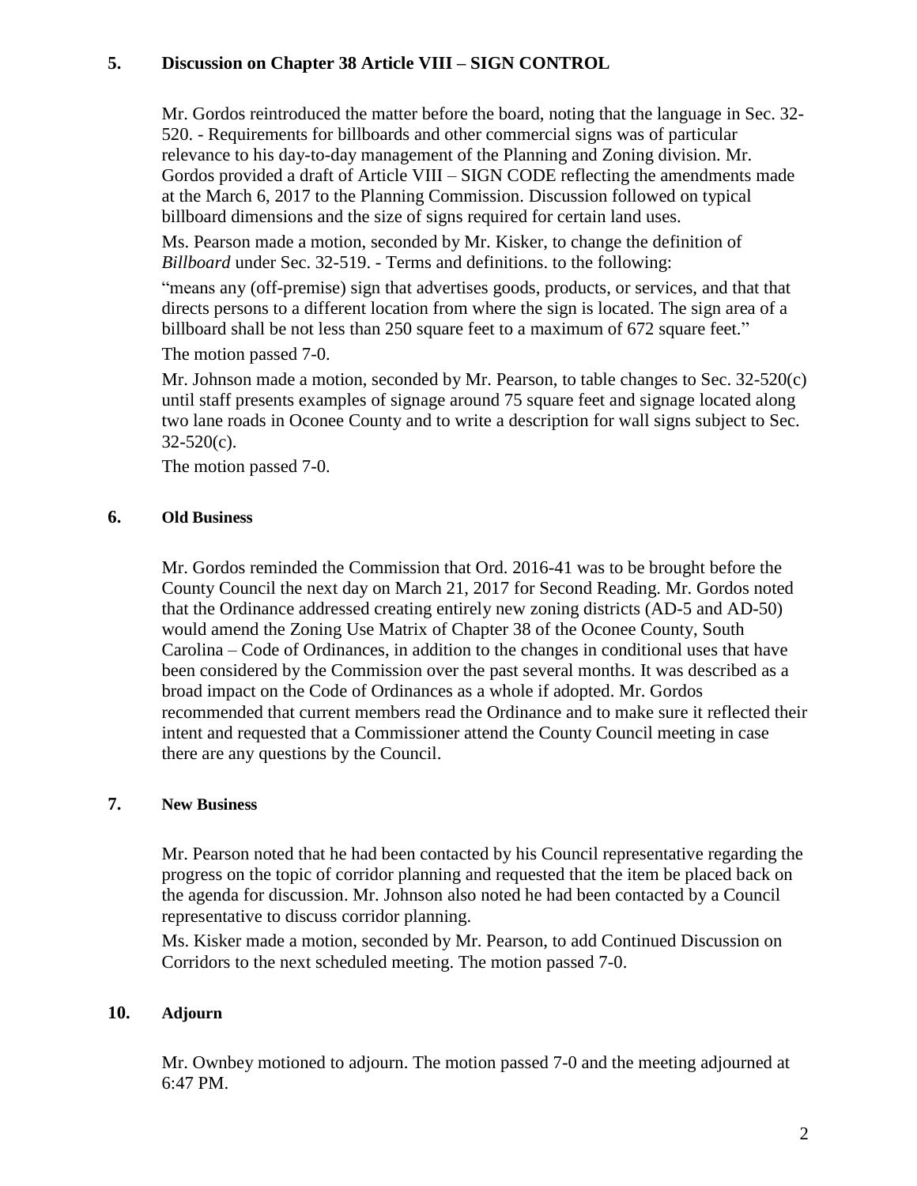## 5. Discussion on Chapter 38 Article VIII – SIGN CONTROL

Mr. Gordos reintroduced the matter before the board, noting that the language in Sec. 32-520. - Requirements for billboards and other commercial signs was of particular relevance to his day-to-day management of the Planning and Zoning division. Mr. Gordos provided a draft of Article VIII – SIGN CODE reflecting the amendments made at the March 6, 2017 to the Planning Commission. Discussion followed on typical billboard dimensions and the size of signs required for certain land uses.

Ms. Pearson made a motion, seconded by Mr. Kisker, to change the definition of *Billboard* under Sec. 32-519. - Terms and definitions. to the following:

"means any (off-premise) sign that advertises goods, products, or services, and that that directs persons to a different location from where the sign is located. The sign area of a billboard shall be not less than 250 square feet to a maximum of 672 square feet."

The motion passed 7-0.

Mr. Johnson made a motion, seconded by Mr. Pearson, to table changes to Sec. 32-520(c) until staff presents examples of signage around 75 square feet and signage located along two lane roads in Oconee County and to write a description for wall signs subject to Sec. 32-520(c).

The motion passed 7-0.

## 6. Old Business

Mr. Gordos reminded the Commission that Ord. 2016-41 was to be brought before the County Council the next day on March 21, 2017 for Second Reading. Mr. Gordos noted that the Ordinance addressed creating entirely new zoning districts (AD-5 and AD-50) would amend the Zoning Use Matrix of Chapter 38 of the Oconee County, South Carolina – Code of Ordinances, in addition to the changes in conditional uses that have been considered by the Commission over the past several months. It was described as a broad impact on the Code of Ordinances as a whole if adopted. Mr. Gordos recommended that current members read the Ordinance and to make sure it reflected their intent and requested that a Commissioner attend the County Council meeting in case there are any questions by the Council.

## 7. New Business

Mr. Pearson noted that he had been contacted by his Council representative regarding the progress on the topic of corridor planning and requested that the item be placed back on the agenda for discussion. Mr. Johnson also noted he had been contacted by a Council representative to discuss corridor planning.

Ms. Kisker made a motion, seconded by Mr. Pearson, to add Continued Discussion on Corridors to the next scheduled meeting. The motion passed 7-0.

## 10. Adjourn

Mr. Ownbey motioned to adjourn. The motion passed 7-0 and the meeting adjourned at 6:47 PM.